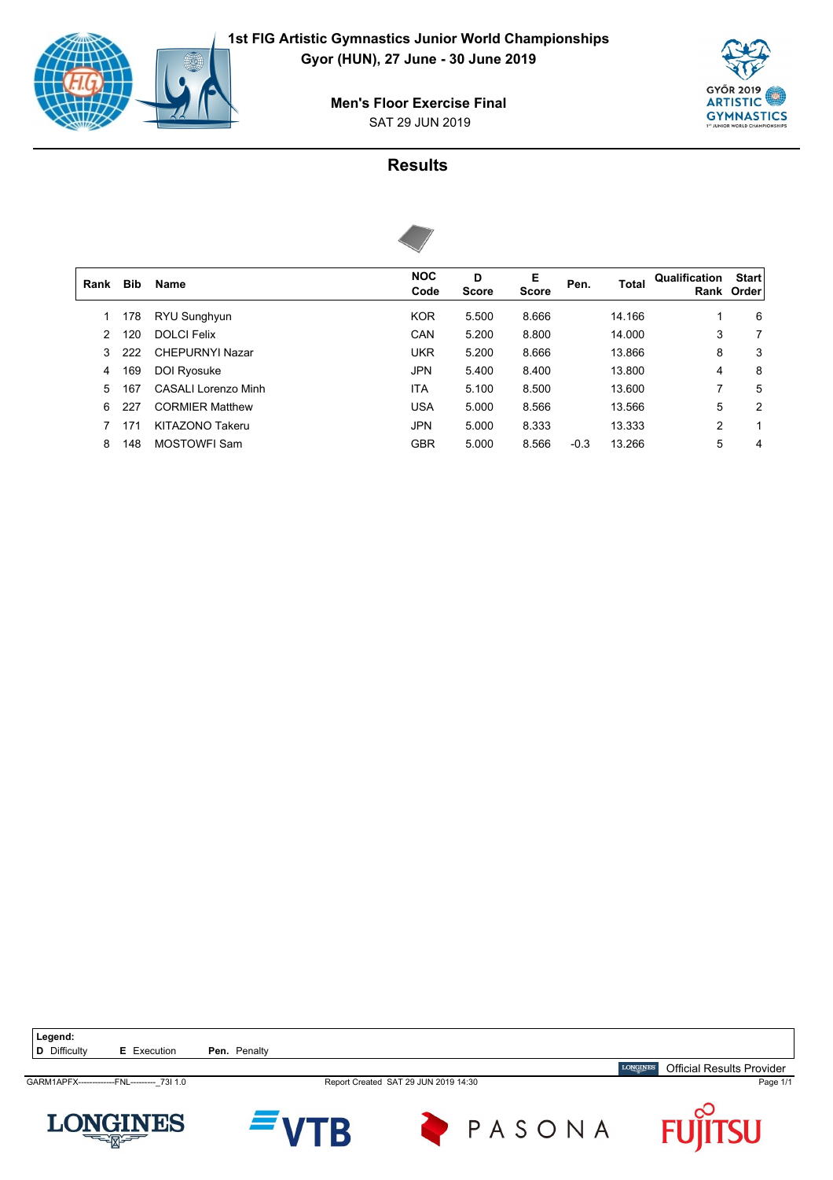# 1st FIG Artistic Gymnastics Junior World Championships

**Gyor (HUN), 27 June - 30 June 2019**

## Men's Floor Exercise Final

SAT 29 JUN 2019

## Results

| Rank | Bib | Name | NOC Code | D Score | E Score | Pen. | Total | Qualification Rank | Start Order |
|---|---|---|---|---|---|---|---|---|---|
| 1 | 178 | RYU Sunghyun | KOR | 5.500 | 8.666 | | 14.166 | 1 | 6 |
| 2 | 120 | DOLCI Felix | CAN | 5.200 | 8.800 | | 14.000 | 3 | 7 |
| 3 | 222 | CHEPURNYI Nazar | UKR | 5.200 | 8.666 | | 13.866 | 8 | 3 |
| 4 | 169 | DOI Ryosuke | JPN | 5.400 | 8.400 | | 13.800 | 4 | 8 |
| 5 | 167 | CASALI Lorenzo Minh | ITA | 5.100 | 8.500 | | 13.600 | 7 | 5 |
| 6 | 227 | CORMIER Matthew | USA | 5.000 | 8.566 | | 13.566 | 5 | 2 |
| 7 | 171 | KITAZONO Takeru | JPN | 5.000 | 8.333 | | 13.333 | 2 | 1 |
| 8 | 148 | MOSTOWFI Sam | GBR | 5.000 | 8.566 | -0.3 | 13.266 | 5 | 4 |

**Legend:**
**D** Difficulty **E** Execution **Pen.** Penalty

Official Results Provider

GARM1APFX--------------FNL----------_73I 1.0 Report Created SAT 29 JUN 2019 14:30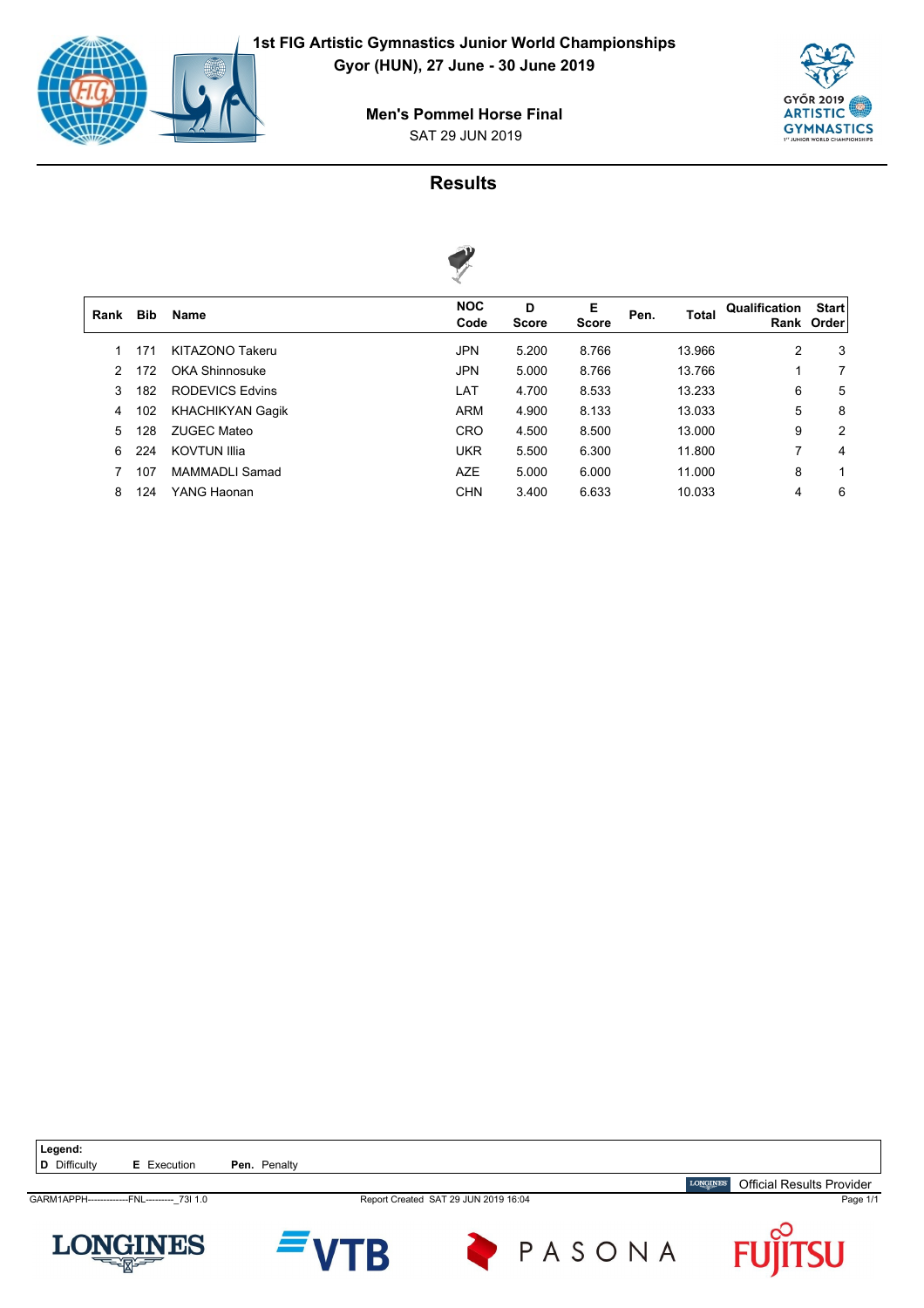# 1st FIG Artistic Gymnastics Junior World Championships

**Gyor (HUN), 27 June - 30 June 2019**

## Men's Pommel Horse Final

SAT 29 JUN 2019

## Results

| Rank | Bib | Name | NOC Code | D Score | E Score | Pen. | Total | Qualification Rank | Start Order |
|---|---|---|---|---|---|---|---|---|---|
| 1 | 171 | KITAZONO Takeru | JPN | 5.200 | 8.766 | | 13.966 | 2 | 3 |
| 2 | 172 | OKA Shinnosuke | JPN | 5.000 | 8.766 | | 13.766 | 1 | 7 |
| 3 | 182 | RODEVICS Edvins | LAT | 4.700 | 8.533 | | 13.233 | 6 | 5 |
| 4 | 102 | KHACHIKYAN Gagik | ARM | 4.900 | 8.133 | | 13.033 | 5 | 8 |
| 5 | 128 | ZUGEC Mateo | CRO | 4.500 | 8.500 | | 13.000 | 9 | 2 |
| 6 | 224 | KOVTUN Illia | UKR | 5.500 | 6.300 | | 11.800 | 7 | 4 |
| 7 | 107 | MAMMADLI Samad | AZE | 5.000 | 6.000 | | 11.000 | 8 | 1 |
| 8 | 124 | YANG Haonan | CHN | 3.400 | 6.633 | | 10.033 | 4 | 6 |

**Legend:**
**D** Difficulty **E** Execution **Pen.** Penalty

Official Results Provider

GARM1APPH-------------FNL---------_73I 1.0 Report Created SAT 29 JUN 2019 16:04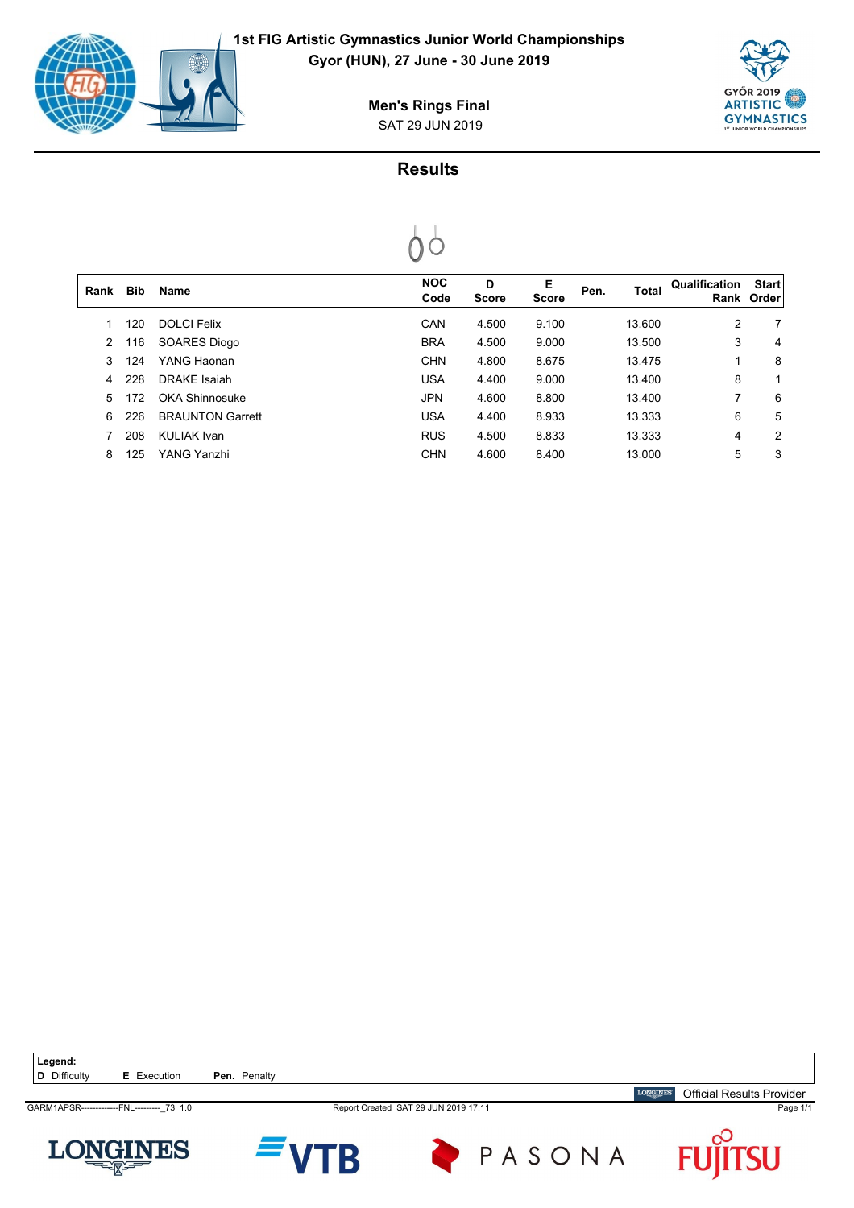**1st FIG Artistic Gymnastics Junior World Championships**
**Gyor (HUN), 27 June - 30 June 2019**

**Men's Rings Final**
SAT 29 JUN 2019

## Results

| Rank | Bib | Name | NOC Code | D Score | E Score | Pen. | Total | Qualification Rank | Start Order |
|---|---|---|---|---|---|---|---|---|---|
| 1 | 120 | DOLCI Felix | CAN | 4.500 | 9.100 | | 13.600 | 2 | 7 |
| 2 | 116 | SOARES Diogo | BRA | 4.500 | 9.000 | | 13.500 | 3 | 4 |
| 3 | 124 | YANG Haonan | CHN | 4.800 | 8.675 | | 13.475 | 1 | 8 |
| 4 | 228 | DRAKE Isaiah | USA | 4.400 | 9.000 | | 13.400 | 8 | 1 |
| 5 | 172 | OKA Shinnosuke | JPN | 4.600 | 8.800 | | 13.400 | 7 | 6 |
| 6 | 226 | BRAUNTON Garrett | USA | 4.400 | 8.933 | | 13.333 | 6 | 5 |
| 7 | 208 | KULIAK Ivan | RUS | 4.500 | 8.833 | | 13.333 | 4 | 2 |
| 8 | 125 | YANG Yanzhi | CHN | 4.600 | 8.400 | | 13.000 | 5 | 3 |

**Legend:**
**D** Difficulty **E** Execution **Pen.** Penalty

Official Results Provider

GARM1APSR-------------FNL---------_73I 1.0 Report Created SAT 29 JUN 2019 17:11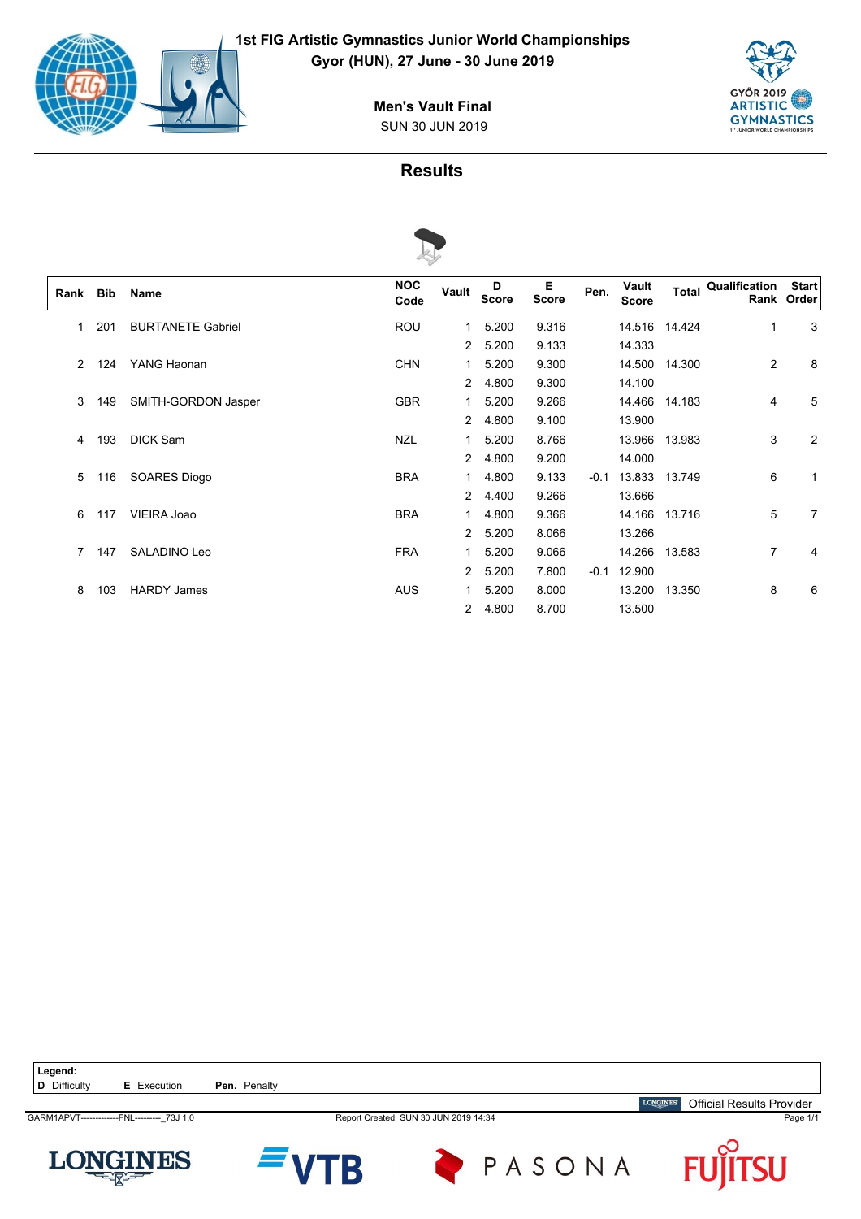# 1st FIG Artistic Gymnastics Junior World Championships

**Gyor (HUN), 27 June - 30 June 2019**

## Men's Vault Final

SUN 30 JUN 2019

## Results

| Rank | Bib | Name | NOC Code | Vault | D Score | E Score | Pen. | Vault Score | Total | Qualification Rank | Start Order |
|---|---|---|---|---|---|---|---|---|---|---|---|
| 1 | 201 | BURTANETE Gabriel | ROU | 1 | 5.200 | 9.316 | | 14.516 | 14.424 | 1 | 3 |
| | | | | 2 | 5.200 | 9.133 | | 14.333 | | | |
| 2 | 124 | YANG Haonan | CHN | 1 | 5.200 | 9.300 | | 14.500 | 14.300 | 2 | 8 |
| | | | | 2 | 4.800 | 9.300 | | 14.100 | | | |
| 3 | 149 | SMITH-GORDON Jasper | GBR | 1 | 5.200 | 9.266 | | 14.466 | 14.183 | 4 | 5 |
| | | | | 2 | 4.800 | 9.100 | | 13.900 | | | |
| 4 | 193 | DICK Sam | NZL | 1 | 5.200 | 8.766 | | 13.966 | 13.983 | 3 | 2 |
| | | | | 2 | 4.800 | 9.200 | | 14.000 | | | |
| 5 | 116 | SOARES Diogo | BRA | 1 | 4.800 | 9.133 | -0.1 | 13.833 | 13.749 | 6 | 1 |
| | | | | 2 | 4.400 | 9.266 | | 13.666 | | | |
| 6 | 117 | VIEIRA Joao | BRA | 1 | 4.800 | 9.366 | | 14.166 | 13.716 | 5 | 7 |
| | | | | 2 | 5.200 | 8.066 | | 13.266 | | | |
| 7 | 147 | SALADINO Leo | FRA | 1 | 5.200 | 9.066 | | 14.266 | 13.583 | 7 | 4 |
| | | | | 2 | 5.200 | 7.800 | -0.1 | 12.900 | | | |
| 8 | 103 | HARDY James | AUS | 1 | 5.200 | 8.000 | | 13.200 | 13.350 | 8 | 6 |
| | | | | 2 | 4.800 | 8.700 | | 13.500 | | | |

**Legend:**
**D** Difficulty **E** Execution **Pen.** Penalty

Official Results Provider

GARM1APVT-------------FNL---------_73J 1.0 Report Created SUN 30 JUN 2019 14:34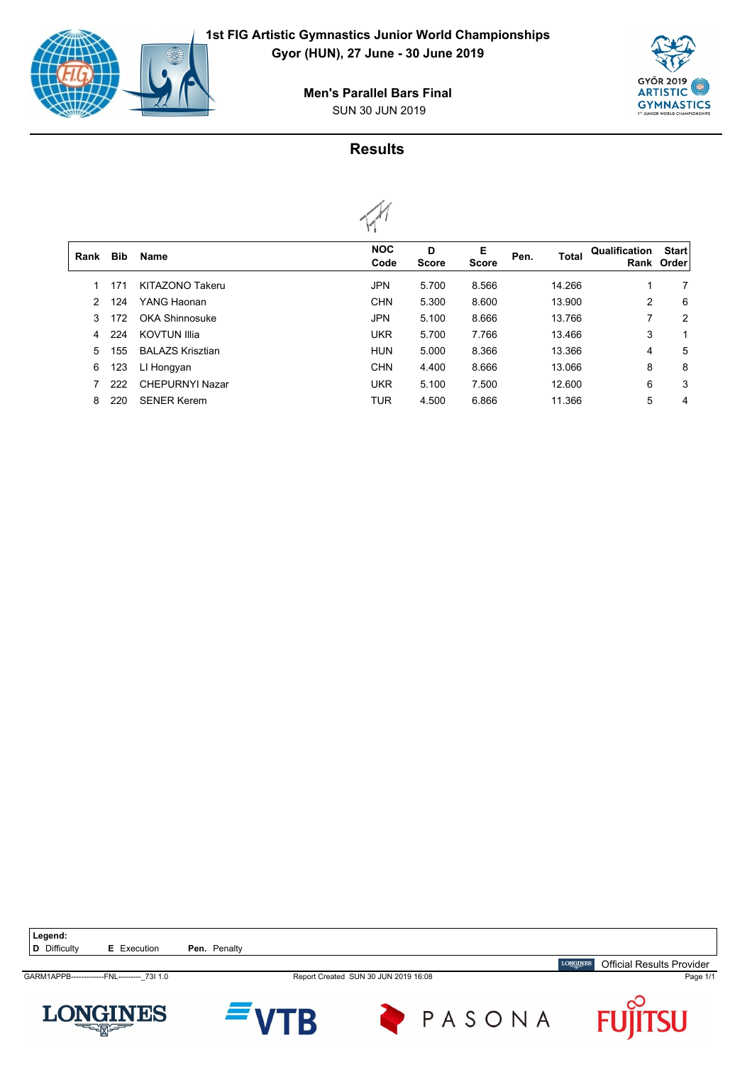# 1st FIG Artistic Gymnastics Junior World Championships

**Gyor (HUN), 27 June - 30 June 2019**

**Men's Parallel Bars Final**

SUN 30 JUN 2019

## Results

| Rank | Bib | Name | NOC Code | D Score | E Score | Pen. | Total | Qualification Rank | Start Order |
|---|---|---|---|---|---|---|---|---|---|
| 1 | 171 | KITAZONO Takeru | JPN | 5.700 | 8.566 | | 14.266 | 1 | 7 |
| 2 | 124 | YANG Haonan | CHN | 5.300 | 8.600 | | 13.900 | 2 | 6 |
| 3 | 172 | OKA Shinnosuke | JPN | 5.100 | 8.666 | | 13.766 | 7 | 2 |
| 4 | 224 | KOVTUN Illia | UKR | 5.700 | 7.766 | | 13.466 | 3 | 1 |
| 5 | 155 | BALAZS Krisztian | HUN | 5.000 | 8.366 | | 13.366 | 4 | 5 |
| 6 | 123 | LI Hongyan | CHN | 4.400 | 8.666 | | 13.066 | 8 | 8 |
| 7 | 222 | CHEPURNYI Nazar | UKR | 5.100 | 7.500 | | 12.600 | 6 | 3 |
| 8 | 220 | SENER Kerem | TUR | 4.500 | 6.866 | | 11.366 | 5 | 4 |

**Legend:**
**D** Difficulty **E** Execution **Pen.** Penalty

Official Results Provider

GARM1APPB-------------FNL---------_73I 1.0 Report Created SUN 30 JUN 2019 16:08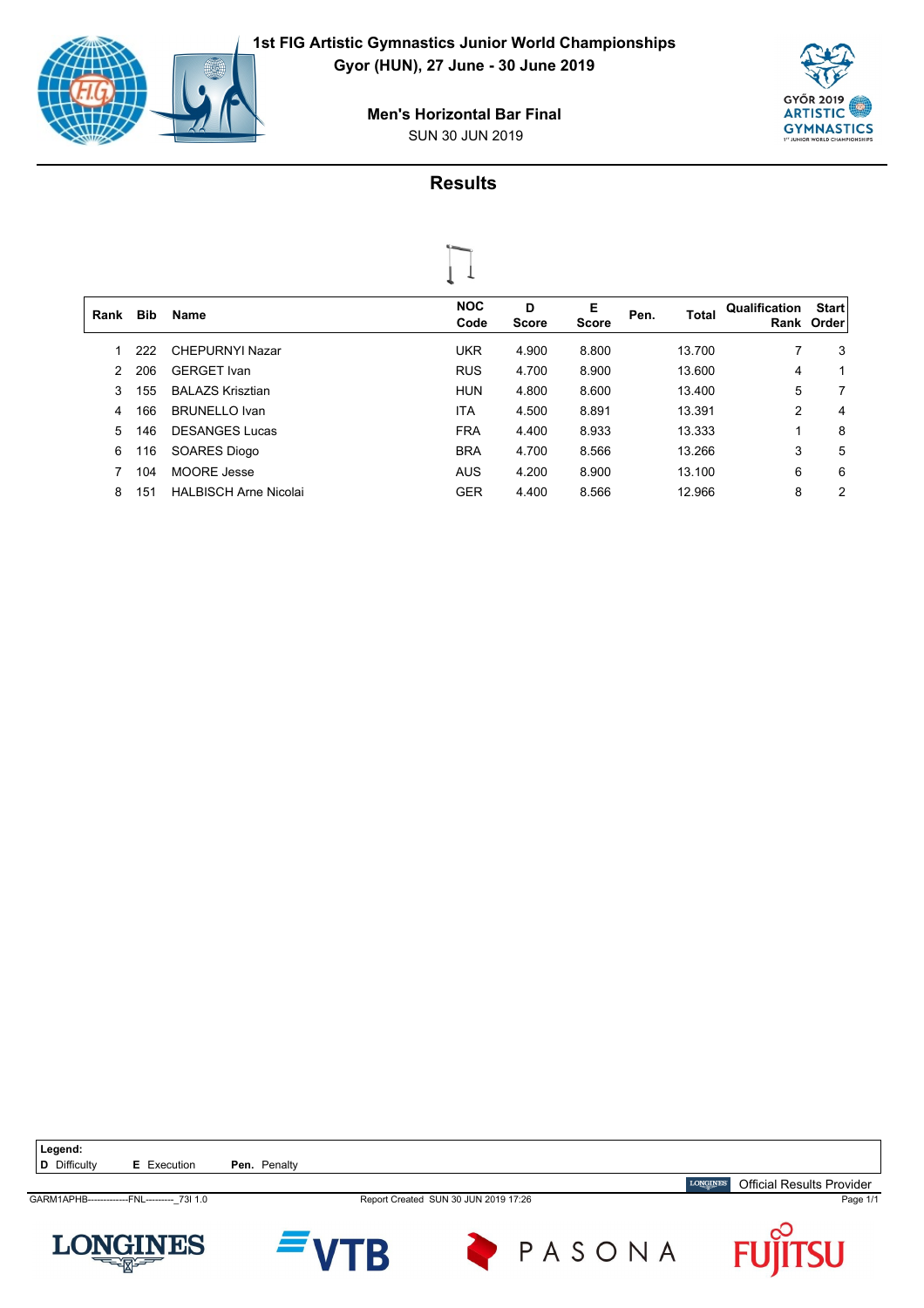# 1st FIG Artistic Gymnastics Junior World Championships

**Gyor (HUN), 27 June - 30 June 2019**

## Men's Horizontal Bar Final

SUN 30 JUN 2019

## Results

| Rank | Bib | Name | NOC Code | D Score | E Score | Pen. | Total | Qualification Rank | Start Order |
|---|---|---|---|---|---|---|---|---|---|
| 1 | 222 | CHEPURNYI Nazar | UKR | 4.900 | 8.800 | | 13.700 | 7 | 3 |
| 2 | 206 | GERGET Ivan | RUS | 4.700 | 8.900 | | 13.600 | 4 | 1 |
| 3 | 155 | BALAZS Krisztian | HUN | 4.800 | 8.600 | | 13.400 | 5 | 7 |
| 4 | 166 | BRUNELLO Ivan | ITA | 4.500 | 8.891 | | 13.391 | 2 | 4 |
| 5 | 146 | DESANGES Lucas | FRA | 4.400 | 8.933 | | 13.333 | 1 | 8 |
| 6 | 116 | SOARES Diogo | BRA | 4.700 | 8.566 | | 13.266 | 3 | 5 |
| 7 | 104 | MOORE Jesse | AUS | 4.200 | 8.900 | | 13.100 | 6 | 6 |
| 8 | 151 | HALBISCH Arne Nicolai | GER | 4.400 | 8.566 | | 12.966 | 8 | 2 |

**Legend:**
**D** Difficulty **E** Execution **Pen.** Penalty

Official Results Provider

GARM1APHB-------------FNL---------_73I 1.0 Report Created SUN 30 JUN 2019 17:26